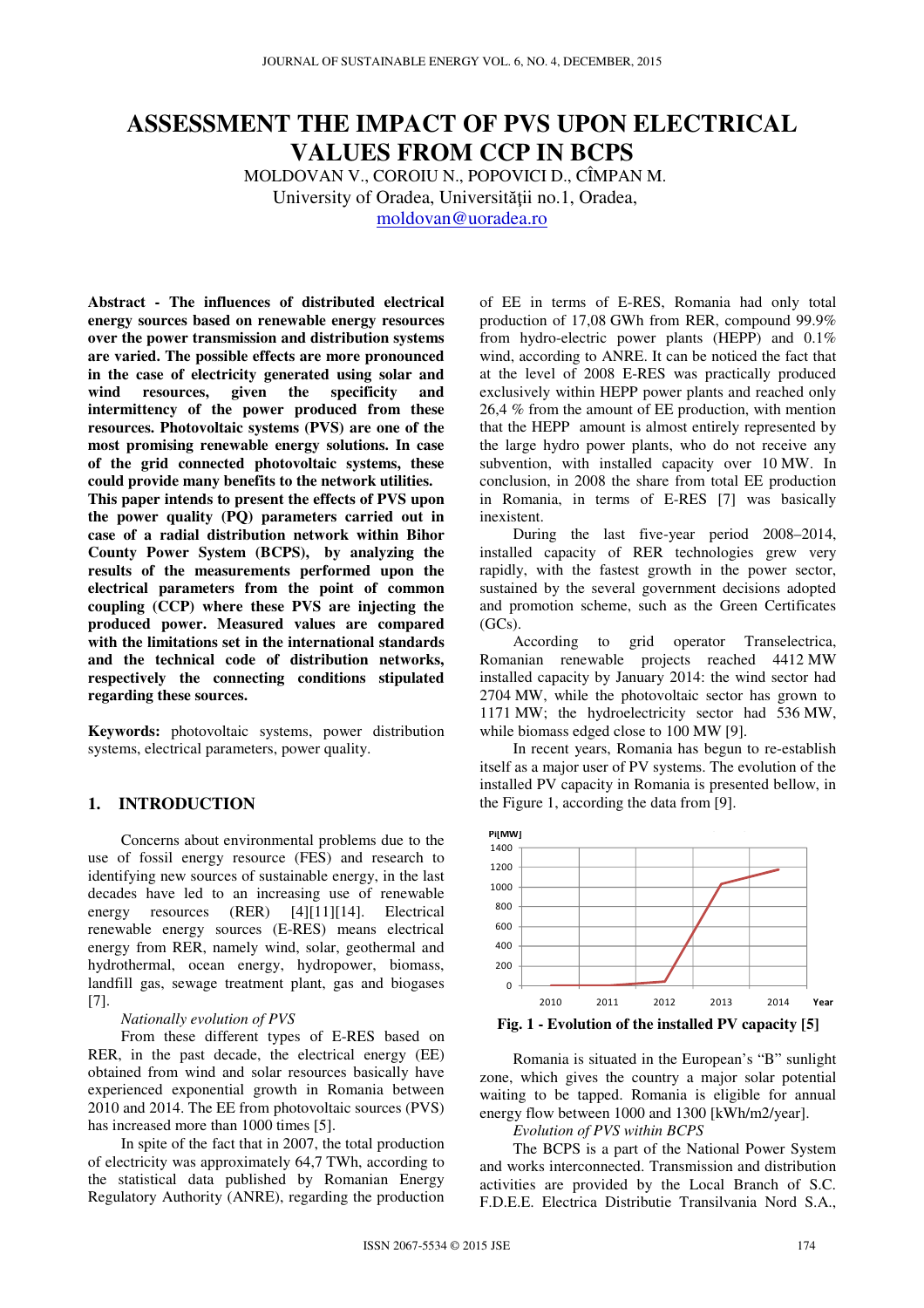# ASSESSMENT THE IMPACT OF PVS UPON ELECTRICAL VALUES FROM CCP IN BCPS

MOLDOVAN V., COROIU N., POPOVICI D., CÎMPAN M.
University of Oradea, Universității no.1, Oradea,
moldovan@uoradea.ro

**Abstract - The influences of distributed electrical energy sources based on renewable energy resources over the power transmission and distribution systems are varied. The possible effects are more pronounced in the case of electricity generated using solar and wind resources, given the specificity and intermittency of the power produced from these resources. Photovoltaic systems (PVS) are one of the most promising renewable energy solutions. In case of the grid connected photovoltaic systems, these could provide many benefits to the network utilities. This paper intends to present the effects of PVS upon the power quality (PQ) parameters carried out in case of a radial distribution network within Bihor County Power System (BCPS), by analyzing the results of the measurements performed upon the electrical parameters from the point of common coupling (CCP) where these PVS are injecting the produced power. Measured values are compared with the limitations set in the international standards and the technical code of distribution networks, respectively the connecting conditions stipulated regarding these sources.**

**Keywords:** photovoltaic systems, power distribution systems, electrical parameters, power quality.

## 1. INTRODUCTION

Concerns about environmental problems due to the use of fossil energy resource (FES) and research to identifying new sources of sustainable energy, in the last decades have led to an increasing use of renewable energy resources (RER) [4][11][14]. Electrical renewable energy sources (E-RES) means electrical energy from RER, namely wind, solar, geothermal and hydrothermal, ocean energy, hydropower, biomass, landfill gas, sewage treatment plant, gas and biogases [7].

*Nationally evolution of PVS*

From these different types of E-RES based on RER, in the past decade, the electrical energy (EE) obtained from wind and solar resources basically have experienced exponential growth in Romania between 2010 and 2014. The EE from photovoltaic sources (PVS) has increased more than 1000 times [5].

In spite of the fact that in 2007, the total production of electricity was approximately 64,7 TWh, according to the statistical data published by Romanian Energy Regulatory Authority (ANRE), regarding the production of EE in terms of E-RES, Romania had only total production of 17,08 GWh from RER, compound 99.9% from hydro-electric power plants (HEPP) and 0.1% wind, according to ANRE. It can be noticed the fact that at the level of 2008 E-RES was practically produced exclusively within HEPP power plants and reached only 26,4 % from the amount of EE production, with mention that the HEPP amount is almost entirely represented by the large hydro power plants, who do not receive any subvention, with installed capacity over 10 MW. In conclusion, in 2008 the share from total EE production in Romania, in terms of E-RES [7] was basically inexistent.

During the last five-year period 2008–2014, installed capacity of RER technologies grew very rapidly, with the fastest growth in the power sector, sustained by the several government decisions adopted and promotion scheme, such as the Green Certificates (GCs).

According to grid operator Transelectrica, Romanian renewable projects reached 4412 MW installed capacity by January 2014: the wind sector had 2704 MW, while the photovoltaic sector has grown to 1171 MW; the hydroelectricity sector had 536 MW, while biomass edged close to 100 MW [9].

In recent years, Romania has begun to re-establish itself as a major user of PV systems. The evolution of the installed PV capacity in Romania is presented bellow, in the Figure 1, according the data from [9].

**Fig. 1 - Evolution of the installed PV capacity [5]**

Romania is situated in the European's "B" sunlight zone, which gives the country a major solar potential waiting to be tapped. Romania is eligible for annual energy flow between 1000 and 1300 [kWh/m2/year].

*Evolution of PVS within BCPS*

The BCPS is a part of the National Power System and works interconnected. Transmission and distribution activities are provided by the Local Branch of S.C. F.D.E.E. Electrica Distributie Transilvania Nord S.A.,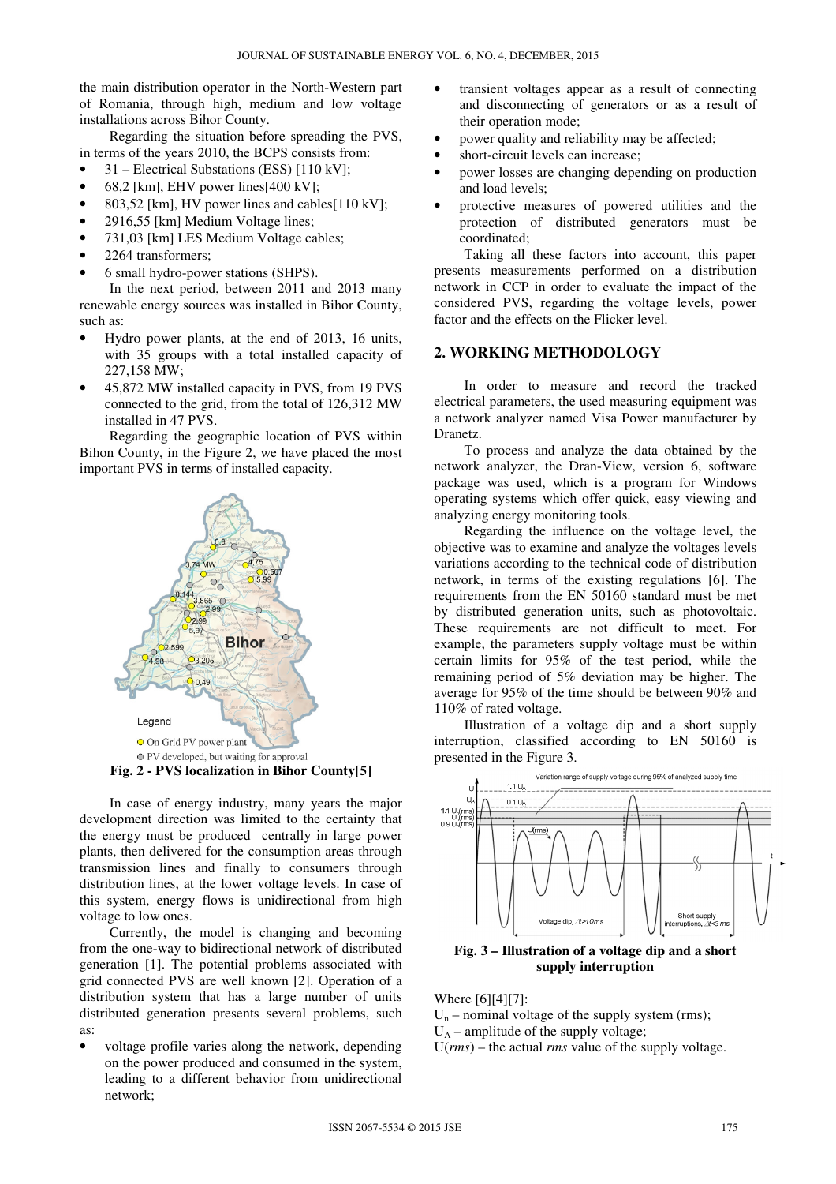the main distribution operator in the North-Western part of Romania, through high, medium and low voltage installations across Bihor County.

Regarding the situation before spreading the PVS, in terms of the years 2010, the BCPS consists from:

- 31 – Electrical Substations (ESS) [110 kV];
- 68,2 [km], EHV power lines[400 kV];
- 803,52 [km], HV power lines and cables[110 kV];
- 2916,55 [km] Medium Voltage lines;
- 731,03 [km] LES Medium Voltage cables;
- 2264 transformers;
- 6 small hydro-power stations (SHPS).

In the next period, between 2011 and 2013 many renewable energy sources was installed in Bihor County, such as:

- Hydro power plants, at the end of 2013, 16 units, with 35 groups with a total installed capacity of 227,158 MW;
- 45,872 MW installed capacity in PVS, from 19 PVS connected to the grid, from the total of 126,312 MW installed in 47 PVS.

Regarding the geographic location of PVS within Bihon County, in the Figure 2, we have placed the most important PVS in terms of installed capacity.

**Fig. 2 - PVS localization in Bihor County[5]**

In case of energy industry, many years the major development direction was limited to the certainty that the energy must be produced centrally in large power plants, then delivered for the consumption areas through transmission lines and finally to consumers through distribution lines, at the lower voltage levels. In case of this system, energy flows is unidirectional from high voltage to low ones.

Currently, the model is changing and becoming from the one-way to bidirectional network of distributed generation [1]. The potential problems associated with grid connected PVS are well known [2]. Operation of a distribution system that has a large number of units distributed generation presents several problems, such as:

- voltage profile varies along the network, depending on the power produced and consumed in the system, leading to a different behavior from unidirectional network;
- transient voltages appear as a result of connecting and disconnecting of generators or as a result of their operation mode;
- power quality and reliability may be affected;
- short-circuit levels can increase;
- power losses are changing depending on production and load levels;
- protective measures of powered utilities and the protection of distributed generators must be coordinated;

Taking all these factors into account, this paper presents measurements performed on a distribution network in CCP in order to evaluate the impact of the considered PVS, regarding the voltage levels, power factor and the effects on the Flicker level.

## 2. WORKING METHODOLOGY

In order to measure and record the tracked electrical parameters, the used measuring equipment was a network analyzer named Visa Power manufacturer by Dranetz.

To process and analyze the data obtained by the network analyzer, the Dran-View, version 6, software package was used, which is a program for Windows operating systems which offer quick, easy viewing and analyzing energy monitoring tools.

Regarding the influence on the voltage level, the objective was to examine and analyze the voltages levels variations according to the technical code of distribution network, in terms of the existing regulations [6]. The requirements from the EN 50160 standard must be met by distributed generation units, such as photovoltaic. These requirements are not difficult to meet. For example, the parameters supply voltage must be within certain limits for 95% of the test period, while the remaining period of 5% deviation may be higher. The average for 95% of the time should be between 90% and 110% of rated voltage.

Illustration of a voltage dip and a short supply interruption, classified according to EN 50160 is presented in the Figure 3.

**Fig. 3 – Illustration of a voltage dip and a short supply interruption**

Where [6][4][7]:

$U_n$ – nominal voltage of the supply system (rms);

$U_A$ – amplitude of the supply voltage;

U(*rms*) – the actual *rms* value of the supply voltage.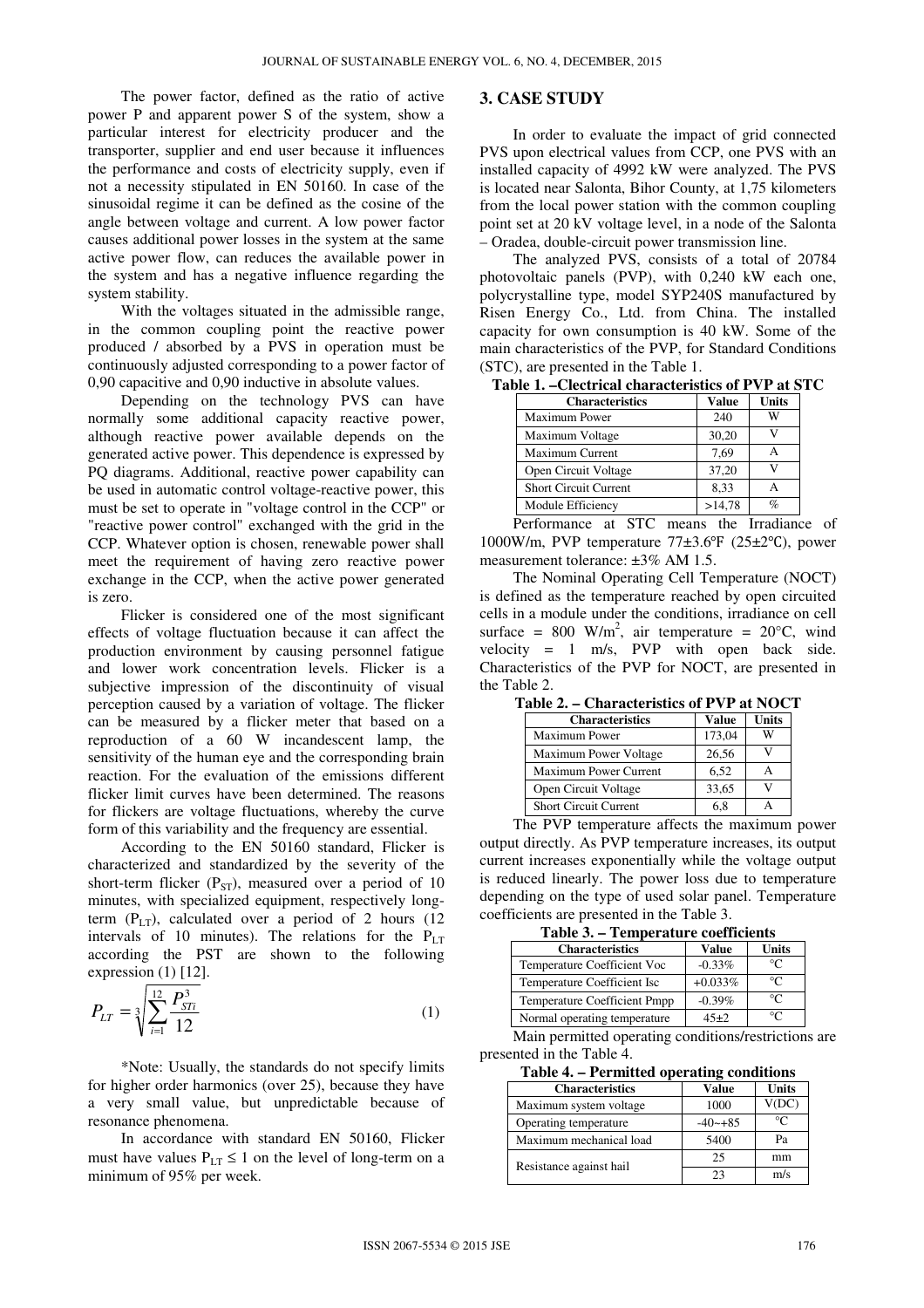The power factor, defined as the ratio of active power P and apparent power S of the system, show a particular interest for electricity producer and the transporter, supplier and end user because it influences the performance and costs of electricity supply, even if not a necessity stipulated in EN 50160. In case of the sinusoidal regime it can be defined as the cosine of the angle between voltage and current. A low power factor causes additional power losses in the system at the same active power flow, can reduces the available power in the system and has a negative influence regarding the system stability.

With the voltages situated in the admissible range, in the common coupling point the reactive power produced / absorbed by a PVS in operation must be continuously adjusted corresponding to a power factor of 0,90 capacitive and 0,90 inductive in absolute values.

Depending on the technology PVS can have normally some additional capacity reactive power, although reactive power available depends on the generated active power. This dependence is expressed by PQ diagrams. Additional, reactive power capability can be used in automatic control voltage-reactive power, this must be set to operate in "voltage control in the CCP" or "reactive power control" exchanged with the grid in the CCP. Whatever option is chosen, renewable power shall meet the requirement of having zero reactive power exchange in the CCP, when the active power generated is zero.

Flicker is considered one of the most significant effects of voltage fluctuation because it can affect the production environment by causing personnel fatigue and lower work concentration levels. Flicker is a subjective impression of the discontinuity of visual perception caused by a variation of voltage. The flicker can be measured by a flicker meter that based on a reproduction of a 60 W incandescent lamp, the sensitivity of the human eye and the corresponding brain reaction. For the evaluation of the emissions different flicker limit curves have been determined. The reasons for flickers are voltage fluctuations, whereby the curve form of this variability and the frequency are essential.

According to the EN 50160 standard, Flicker is characterized and standardized by the severity of the short-term flicker ($P_{ST}$), measured over a period of 10 minutes, with specialized equipment, respectively long-term ($P_{LT}$), calculated over a period of 2 hours (12 intervals of 10 minutes). The relations for the $P_{LT}$ according the PST are shown to the following expression (1) [12].

$$P_{LT} = \sqrt[3]{\sum_{i=1}^{12} \frac{P_{STi}^3}{12}} \tag{1}$$

*Note: Usually, the standards do not specify limits for higher order harmonics (over 25), because they have a very small value, but unpredictable because of resonance phenomena.

In accordance with standard EN 50160, Flicker must have values $P_{LT} \leq 1$ on the level of long-term on a minimum of 95% per week.

## 3. CASE STUDY

In order to evaluate the impact of grid connected PVS upon electrical values from CCP, one PVS with an installed capacity of 4992 kW were analyzed. The PVS is located near Salonta, Bihor County, at 1,75 kilometers from the local power station with the common coupling point set at 20 kV voltage level, in a node of the Salonta – Oradea, double-circuit power transmission line.

The analyzed PVS, consists of a total of 20784 photovoltaic panels (PVP), with 0,240 kW each one, polycrystalline type, model SYP240S manufactured by Risen Energy Co., Ltd. from China. The installed capacity for own consumption is 40 kW. Some of the main characteristics of the PVP, for Standard Conditions (STC), are presented in the Table 1.

**Table 1. –Clectrical characteristics of PVP at STC**

| Characteristics | Value | Units |
|---|---|---|
| Maximum Power | 240 | W |
| Maximum Voltage | 30,20 | V |
| Maximum Current | 7,69 | A |
| Open Circuit Voltage | 37,20 | V |
| Short Circuit Current | 8,33 | A |
| Module Efficiency | >14,78 | % |

Performance at STC means the Irradiance of 1000W/m, PVP temperature 77±3.6℉ (25±2℃), power measurement tolerance: ±3% AM 1.5.

The Nominal Operating Cell Temperature (NOCT) is defined as the temperature reached by open circuited cells in a module under the conditions, irradiance on cell surface = 800 W/m$^2$, air temperature = 20°C, wind velocity = 1 m/s, PVP with open back side. Characteristics of the PVP for NOCT, are presented in the Table 2.

**Table 2. – Characteristics of PVP at NOCT**

| Characteristics | Value | Units |
|---|---|---|
| Maximum Power | 173,04 | W |
| Maximum Power Voltage | 26,56 | V |
| Maximum Power Current | 6,52 | A |
| Open Circuit Voltage | 33,65 | V |
| Short Circuit Current | 6,8 | A |

The PVP temperature affects the maximum power output directly. As PVP temperature increases, its output current increases exponentially while the voltage output is reduced linearly. The power loss due to temperature depending on the type of used solar panel. Temperature coefficients are presented in the Table 3.

**Table 3. – Temperature coefficients**

| Characteristics | Value | Units |
|---|---|---|
| Temperature Coefficient Voc | -0.33% | °C |
| Temperature Coefficient Isc | +0.033% | °C |
| Temperature Coefficient Pmpp | -0.39% | °C |
| Normal operating temperature | 45±2 | °C |

Main permitted operating conditions/restrictions are presented in the Table 4.

**Table 4. – Permitted operating conditions**

| Characteristics | Value | Units |
|---|---|---|
| Maximum system voltage | 1000 | V(DC) |
| Operating temperature | -40~+85 | °C |
| Maximum mechanical load | 5400 | Pa |
| Resistance against hail | 25 | mm |
| | 23 | m/s |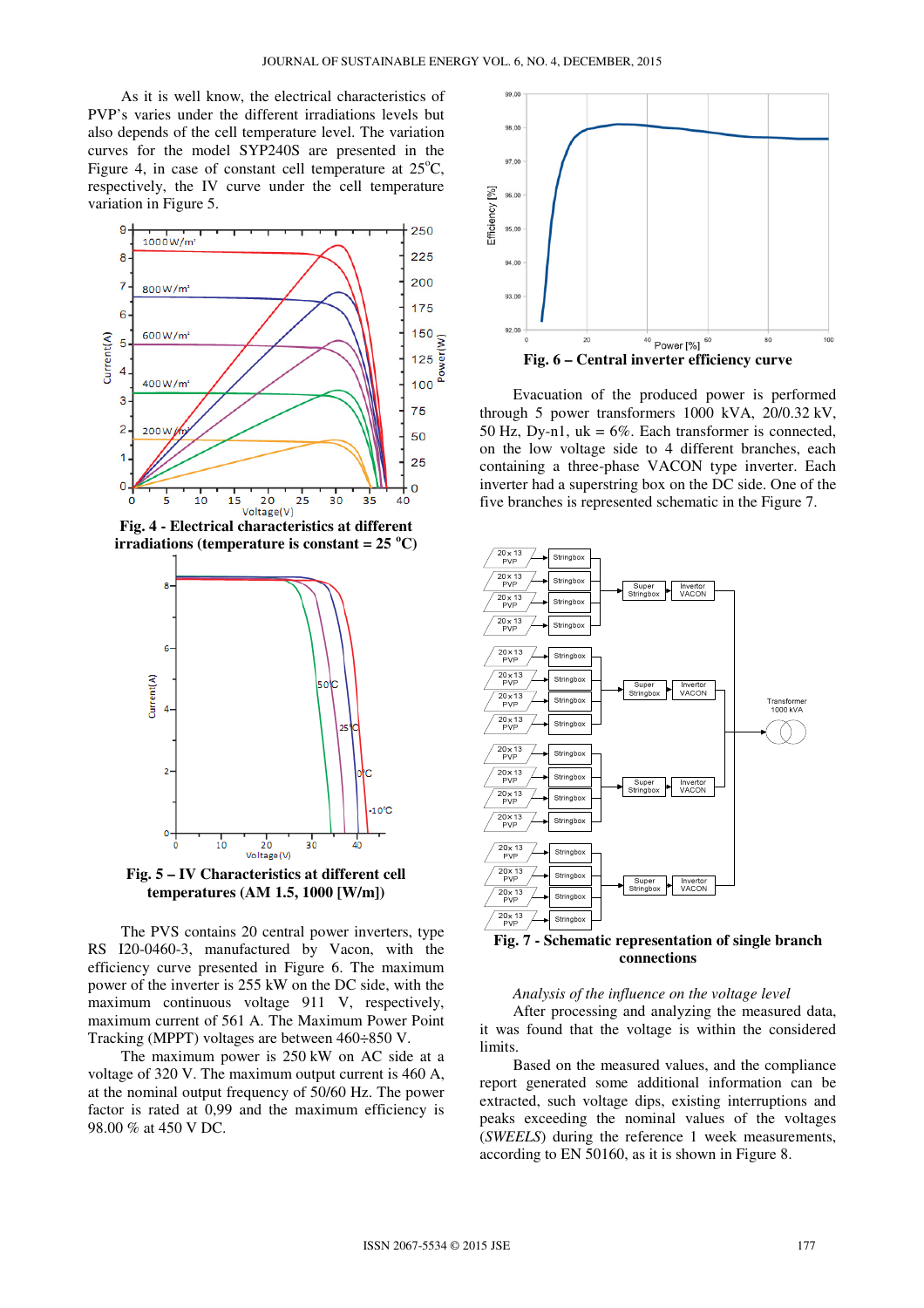As it is well know, the electrical characteristics of PVP's varies under the different irradiations levels but also depends of the cell temperature level. The variation curves for the model SYP240S are presented in the Figure 4, in case of constant cell temperature at 25°C, respectively, the IV curve under the cell temperature variation in Figure 5.

**Fig. 4 - Electrical characteristics at different irradiations (temperature is constant = 25 °C)**

**Fig. 5 – IV Characteristics at different cell temperatures (AM 1.5, 1000 [W/m])**

The PVS contains 20 central power inverters, type RS I20-0460-3, manufactured by Vacon, with the efficiency curve presented in Figure 6. The maximum power of the inverter is 255 kW on the DC side, with the maximum continuous voltage 911 V, respectively, maximum current of 561 A. The Maximum Power Point Tracking (MPPT) voltages are between 460÷850 V.

The maximum power is 250 kW on AC side at a voltage of 320 V. The maximum output current is 460 A, at the nominal output frequency of 50/60 Hz. The power factor is rated at 0,99 and the maximum efficiency is 98.00 % at 450 V DC.

**Fig. 6 – Central inverter efficiency curve**

Evacuation of the produced power is performed through 5 power transformers 1000 kVA, 20/0.32 kV, 50 Hz, Dy-n1, uk = 6%. Each transformer is connected, on the low voltage side to 4 different branches, each containing a three-phase VACON type inverter. Each inverter had a superstring box on the DC side. One of the five branches is represented schematic in the Figure 7.

**Fig. 7 - Schematic representation of single branch connections**

*Analysis of the influence on the voltage level*

After processing and analyzing the measured data, it was found that the voltage is within the considered limits.

Based on the measured values, and the compliance report generated some additional information can be extracted, such voltage dips, existing interruptions and peaks exceeding the nominal values of the voltages (*SWEELS*) during the reference 1 week measurements, according to EN 50160, as it is shown in Figure 8.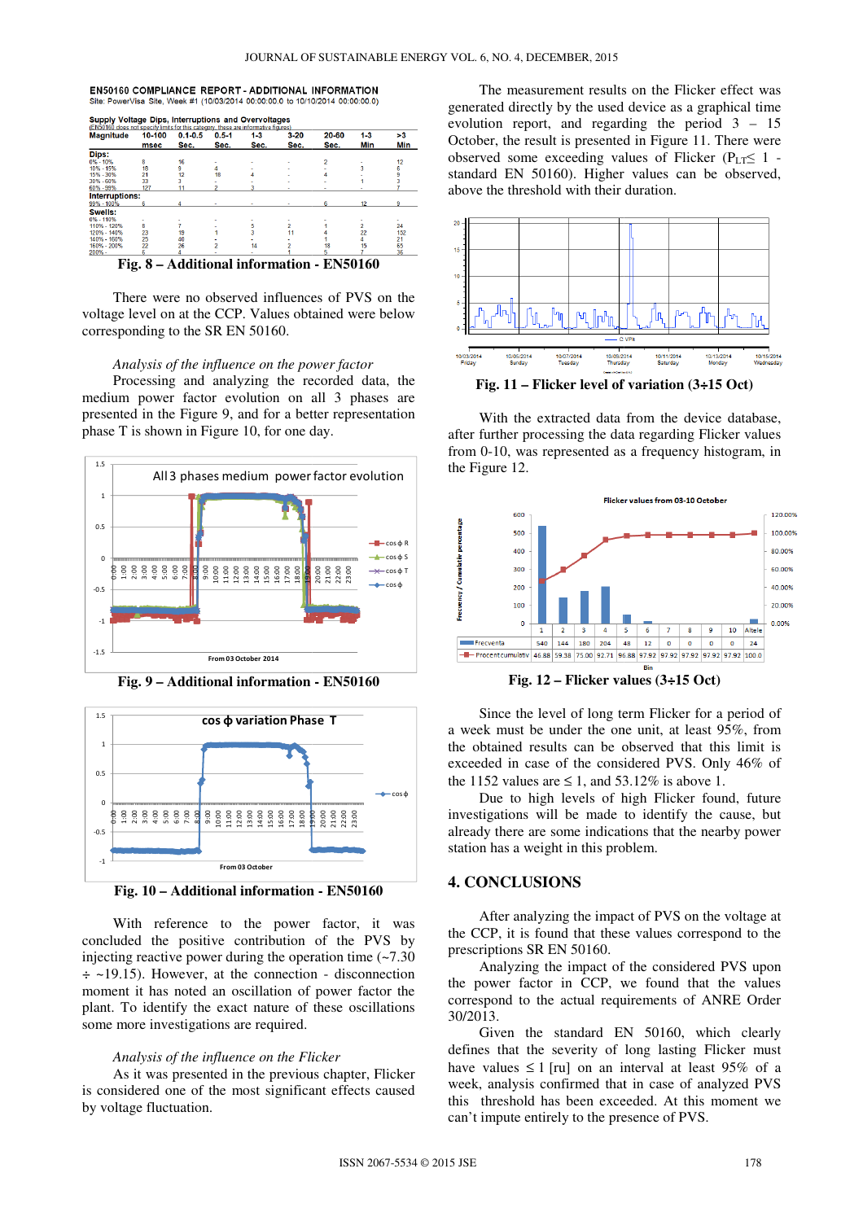**Fig. 8 – Additional information - EN50160**

There were no observed influences of PVS on the voltage level on at the CCP. Values obtained were below corresponding to the SR EN 50160.

*Analysis of the influence on the power factor*

Processing and analyzing the recorded data, the medium power factor evolution on all 3 phases are presented in the Figure 9, and for a better representation phase T is shown in Figure 10, for one day.

**Fig. 9 – Additional information - EN50160**

**Fig. 10 – Additional information - EN50160**

With reference to the power factor, it was concluded the positive contribution of the PVS by injecting reactive power during the operation time (~7.30 ÷ ~19.15). However, at the connection - disconnection moment it has noted an oscillation of power factor the plant. To identify the exact nature of these oscillations some more investigations are required.

*Analysis of the influence on the Flicker*

As it was presented in the previous chapter, Flicker is considered one of the most significant effects caused by voltage fluctuation.

The measurement results on the Flicker effect was generated directly by the used device as a graphical time evolution report, and regarding the period 3 – 15 October, the result is presented in Figure 11. There were observed some exceeding values of Flicker ($P_{LT} \leq 1$ - standard EN 50160). Higher values can be observed, above the threshold with their duration.

**Fig. 11 – Flicker level of variation (3÷15 Oct)**

With the extracted data from the device database, after further processing the data regarding Flicker values from 0-10, was represented as a frequency histogram, in the Figure 12.

**Fig. 12 – Flicker values (3÷15 Oct)**

Since the level of long term Flicker for a period of a week must be under the one unit, at least 95%, from the obtained results can be observed that this limit is exceeded in case of the considered PVS. Only 46% of the 1152 values are ≤ 1, and 53.12% is above 1.

Due to high levels of high Flicker found, future investigations will be made to identify the cause, but already there are some indications that the nearby power station has a weight in this problem.

## 4. CONCLUSIONS

After analyzing the impact of PVS on the voltage at the CCP, it is found that these values correspond to the prescriptions SR EN 50160.

Analyzing the impact of the considered PVS upon the power factor in CCP, we found that the values correspond to the actual requirements of ANRE Order 30/2013.

Given the standard EN 50160, which clearly defines that the severity of long lasting Flicker must have values ≤ 1 [ru] on an interval at least 95% of a week, analysis confirmed that in case of analyzed PVS this threshold has been exceeded. At this moment we can't impute entirely to the presence of PVS.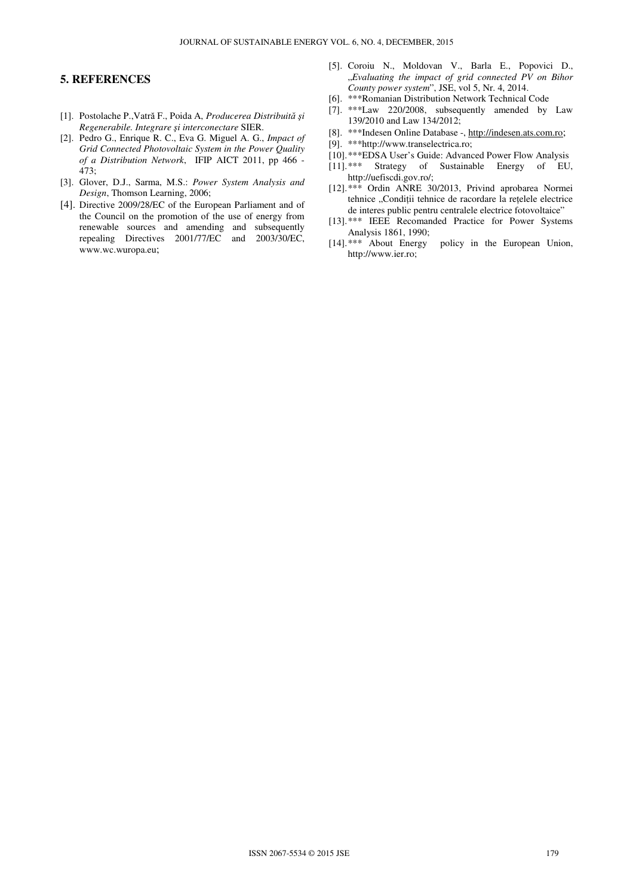## 5. REFERENCES

[1]. Postolache P.,Vatră F., Poida A, *Producerea Distribuită şi Regenerabile. Integrare şi interconectare* SIER.

[2]. Pedro G., Enrique R. C., Eva G. Miguel A. G., *Impact of Grid Connected Photovoltaic System in the Power Quality of a Distribution Network*, IFIP AICT 2011, pp 466 - 473;

[3]. Glover, D.J., Sarma, M.S.: *Power System Analysis and Design*, Thomson Learning, 2006;

[4]. Directive 2009/28/EC of the European Parliament and of the Council on the promotion of the use of energy from renewable sources and amending and subsequently repealing Directives 2001/77/EC and 2003/30/EC, www.wc.wuropa.eu;

[5]. Coroiu N., Moldovan V., Barla E., Popovici D., „*Evaluating the impact of grid connected PV on Bihor County power system*", JSE, vol 5, Nr. 4, 2014.

[6]. ***Romanian Distribution Network Technical Code

[7]. ***Law 220/2008, subsequently amended by Law 139/2010 and Law 134/2012;

[8]. ***Indesen Online Database -, http://indesen.ats.com.ro;

[9]. ***http://www.transelectrica.ro;

[10]. ***EDSA User's Guide: Advanced Power Flow Analysis

[11]. *** Strategy of Sustainable Energy of EU, http://uefiscdi.gov.ro/;

[12]. *** Ordin ANRE 30/2013, Privind aprobarea Normei tehnice „Condiţii tehnice de racordare la reţelele electrice de interes public pentru centralele electrice fotovoltaice"

[13]. *** IEEE Recomanded Practice for Power Systems Analysis 1861, 1990;

[14]. *** About Energy policy in the European Union, http://www.ier.ro;